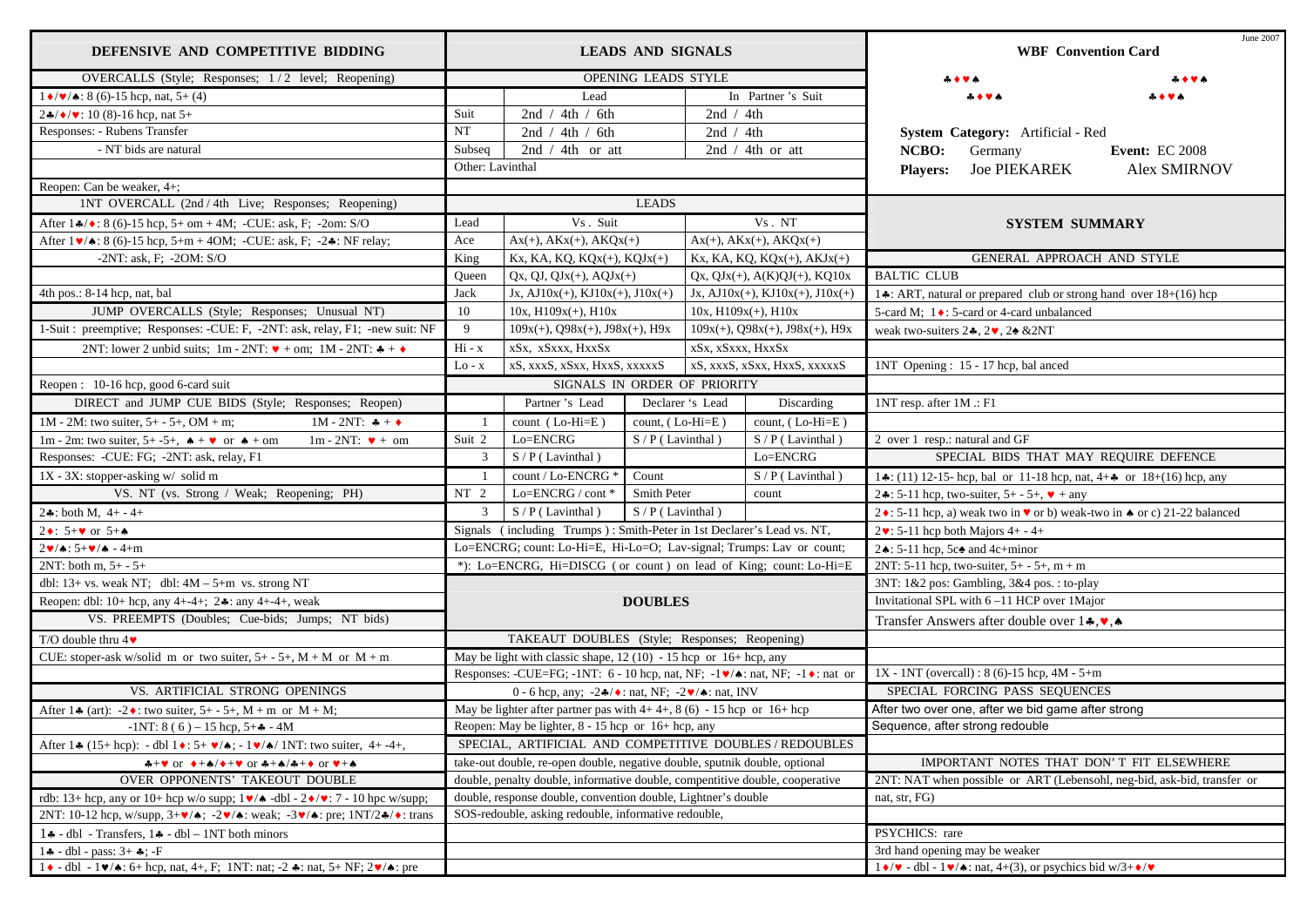June 2007

## DEFENSIVE AND COMPETITIVE BIDDING

**OVERCALLS (Style; Responses; 1 / 2 level; Reopening)**

1♦/♥/♠: 8 (6)-15 hcp, nat, 5+ (4)

2♣/♦/♥: 10 (8)-16 hcp, nat 5+

Responses: - Rubens Transfer

- NT bids are natural

Reopen: Can be weaker, 4+;

**1NT OVERCALL (2nd / 4th Live; Responses; Reopening)**

After 1♣/♦: 8 (6)-15 hcp, 5+ om + 4M; -CUE: ask, F; -2om: S/O

After 1♥/♠: 8 (6)-15 hcp, 5+m + 4OM; -CUE: ask, F; -2♣: NF relay;

-2NT: ask, F; -2OM: S/O

4th pos.: 8-14 hcp, nat, bal

**JUMP OVERCALLS (Style; Responses; Unusual NT)**

1-Suit : preemptive; Responses: -CUE: F, -2NT: ask, relay, F1; -new suit: NF

2NT: lower 2 unbid suits; 1m - 2NT: ♥ + om; 1M - 2NT: ♣ + ♦

Reopen : 10-16 hcp, good 6-card suit

**DIRECT and JUMP CUE BIDS (Style; Responses; Reopen)**

1M - 2M: two suiter, 5+ - 5+, OM + m; 1M - 2NT: ♣ + ♦

1m - 2m: two suiter, 5+ -5+, ♠ + ♥ or ♠ + om 1m - 2NT: ♥ + om

Responses: -CUE: FG; -2NT: ask, relay, F1

1X - 3X: stopper-asking w/ solid m

**VS. NT (vs. Strong / Weak; Reopening; PH)**

2♣: both M, 4+ - 4+

2♦: 5+♥ or 5+♠

2♥/♠: 5+♥/♠ - 4+m

2NT: both m, 5+ - 5+

dbl: 13+ vs. weak NT; dbl: 4M – 5+m vs. strong NT

Reopen: dbl: 10+ hcp, any 4+-4+; 2♣: any 4+-4+, weak

**VS. PREEMPTS (Doubles; Cue-bids; Jumps; NT bids)**

T/O double thru 4♥

CUE: stoper-ask w/solid m or two suiter, 5+ - 5+, M + M or M + m

**VS. ARTIFICIAL STRONG OPENINGS**

After 1♣ (art): -2♦: two suiter, 5+ - 5+, M + m or M + M;

-1NT: 8 ( 6 ) – 15 hcp, 5+♣ - 4M

After 1♣ (15+ hcp): - dbl 1♦: 5+ ♥/♠; - 1♥/♠/ 1NT: two suiter, 4+ -4+,

♣+♥ or ♦+♠/♦+♥ or ♣+♠/♣+♦ or ♥+♠

**OVER OPPONENTS' TAKEOUT DOUBLE**

rdb: 13+ hcp, any or 10+ hcp w/o supp; 1♥/♠ -dbl - 2♦/♥: 7 - 10 hpc w/supp;

2NT: 10-12 hcp, w/supp, 3+♥/♠; -2♥/♠: weak; -3♥/♠: pre; 1NT/2♣/♦: trans

1♣ - dbl - Transfers, 1♣ - dbl – 1NT both minors

1♣ - dbl - pass: 3+ ♣; -F

1♦ - dbl - 1♥/♠: 6+ hcp, nat, 4+, F; 1NT: nat; -2 ♣: nat, 5+ NF; 2♥/♠: pre

## LEADS AND SIGNALS

**OPENING LEADS STYLE**

| | Lead | In Partner 's Suit |
|---|---|---|
| Suit | 2nd / 4th / 6th | 2nd / 4th |
| NT | 2nd / 4th / 6th | 2nd / 4th |
| Subseq | 2nd / 4th or att | 2nd / 4th or att |

Other: Lavinthal

**LEADS**

| Lead | Vs . Suit | Vs . NT |
|---|---|---|
| Ace | Ax(+), AKx(+), AKQx(+) | Ax(+), AKx(+), AKQx(+) |
| King | Kx, KA, KQ, KQx(+), KQJx(+) | Kx, KA, KQ, KQx(+), AKJx(+) |
| Queen | Qx, QJ, QJx(+), AQJx(+) | Qx, QJx(+), A(K)QJ(+), KQ10x |
| Jack | Jx, AJ10x(+), KJ10x(+), J10x(+) | Jx, AJ10x(+), KJ10x(+), J10x(+) |
| 10 | 10x, H109x(+), H10x | 10x, H109x(+), H10x |
| 9 | 109x(+), Q98x(+), J98x(+), H9x | 109x(+), Q98x(+), J98x(+), H9x |
| Hi - x | xSx, xSxxx, HxxSx | xSx, xSxxx, HxxSx |
| Lo - x | xS, xxxS, xSxx, HxxS, xxxxxS | xS, xxxS, xSxx, HxxS, xxxxxS |

**SIGNALS IN ORDER OF PRIORITY**

| | | Partner 's Lead | Declarer 's Lead | Discarding |
|---|---|---|---|---|
| | 1 | count ( Lo-Hi=E ) | count, ( Lo-Hi=E ) | count, ( Lo-Hi=E ) |
| Suit | 2 | Lo=ENCRG | S / P ( Lavinthal ) | S / P ( Lavinthal ) |
| | 3 | S / P ( Lavinthal ) | | Lo=ENCRG |
| | 1 | count / Lo-ENCRG * | Count | S / P ( Lavinthal ) |
| NT | 2 | Lo=ENCRG / cont * | Smith Peter | count |
| | 3 | S / P ( Lavinthal ) | S / P ( Lavinthal ) | |

Signals (including Trumps) : Smith-Peter in 1st Declarer's Lead vs. NT,

Lo=ENCRG; count: Lo-Hi=E, Hi-Lo=O; Lav-signal; Trumps: Lav or count;

*): Lo=ENCRG, Hi=DISCG ( or count ) on lead of King; count: Lo-Hi=E

## DOUBLES

**TAKEAUT DOUBLES (Style; Responses; Reopening)**

May be light with classic shape, 12 (10) - 15 hcp or 16+ hcp, any

Responses: -CUE=FG; -1NT: 6 - 10 hcp, nat, NF; -1♥/♠: nat, NF; -1♦: nat or 0 - 6 hcp, any; -2♣/♦: nat, NF; -2♥/♠: nat, INV

May be lighter after partner pas with 4+ 4+, 8 (6) - 15 hcp or 16+ hcp

Reopen: May be lighter, 8 - 15 hcp or 16+ hcp, any

**SPECIAL, ARTIFICIAL AND COMPETITIVE DOUBLES / REDOUBLES**

take-out double, re-open double, negative double, sputnik double, optional double, penalty double, informative double, compentitive double, cooperative double, response double, convention double, Lightner's double

SOS-redouble, asking redouble, informative redouble,

## WBF Convention Card

♣♦♥♠ ♣♦♥♠ ♣♦♥♠ ♣♦♥♠

**System Category:** Artificial - Red

**NCBO:** Germany **Event:** EC 2008

**Players:** Joe PIEKAREK Alex SMIRNOV

## SYSTEM SUMMARY

**GENERAL APPROACH AND STYLE**

BALTIC CLUB

1♣: ART, natural or prepared club or strong hand over 18+(16) hcp

5-card M; 1♦: 5-card or 4-card unbalanced

weak two-suiters 2♣, 2♥, 2♠ &2NT

1NT Opening : 15 - 17 hcp, bal anced

1NT resp. after 1M .: F1

2 over 1 resp.: natural and GF

**SPECIAL BIDS THAT MAY REQUIRE DEFENCE**

1♣: (11) 12-15- hcp, bal or 11-18 hcp, nat, 4+♣ or 18+(16) hcp, any

2♣: 5-11 hcp, two-suiter, 5+ - 5+, ♥ + any

2♦: 5-11 hcp, a) weak two in ♥ or b) weak-two in ♠ or c) 21-22 balanced

2♥: 5-11 hcp both Majors 4+ - 4+

2♠: 5-11 hcp, 5c♠ and 4c+minor

2NT: 5-11 hcp, two-suiter, 5+ - 5+, m + m

3NT: 1&2 pos: Gambling, 3&4 pos. : to-play

Invitational SPL with 6 –11 HCP over 1Major

Transfer Answers after double over 1♣,♥,♠

1X - 1NT (overcall) : 8 (6)-15 hcp, 4M - 5+m

**SPECIAL FORCING PASS SEQUENCES**

After two over one, after we bid game after strong

Sequence, after strong redouble

**IMPORTANT NOTES THAT DON' T FIT ELSEWHERE**

2NT: NAT when possible or ART (Lebensohl, neg-bid, ask-bid, transfer or nat, str, FG)

PSYCHICS: rare

3rd hand opening may be weaker

1♦/♥ - dbl - 1♥/♠: nat, 4+(3), or psychics bid w/3+♦/♥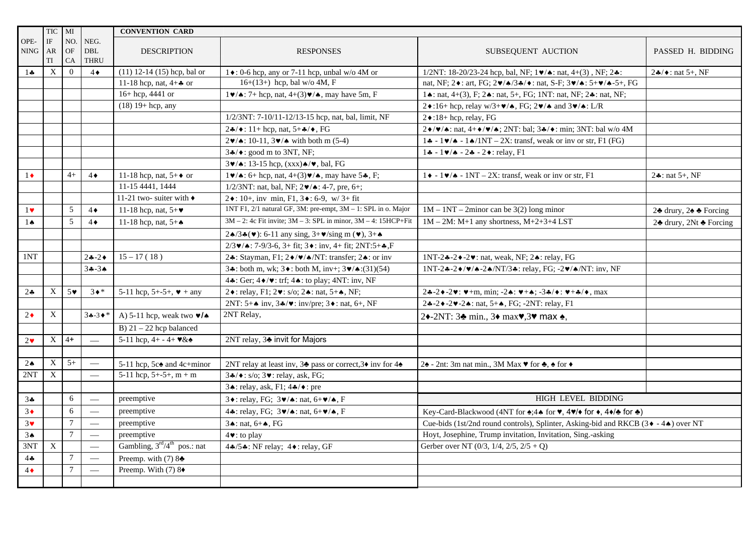| OPE-NING | TIC IF AR TI | MI NO. OF CA | NEG. DBL THRU | CONVENTION CARD DESCRIPTION | RESPONSES | SUBSEQUENT AUCTION | PASSED H. BIDDING |
|---|---|---|---|---|---|---|---|
| 1♣ | X | 0 | 4♦ | (11) 12-14 (15) hcp, bal or | 1♦: 0-6 hcp, any or 7-11 hcp, unbal w/o 4M or | 1/2NT: 18-20/23-24 hcp, bal, NF; 1♥/♠: nat, 4+(3) , NF; 2♣: | 2♣/♦: nat 5+, NF |
| | | | | 11-18 hcp, nat, 4+♣ or | 16+(13+) hcp, bal w/o 4M, F | nat, NF; 2♦: art, FG; 2♥/♠/3♣/♦: nat, S-F; 3♥/♠: 5+♥/♠-5+, FG | |
| | | | | 16+ hcp, 4441 or | 1♥/♠: 7+ hcp, nat, 4+(3)♥/♠, may have 5m, F | 1♠: nat, 4+(3), F; 2♠: nat, 5+, FG; 1NT: nat, NF; 2♣: nat, NF; | |
| | | | | (18) 19+ hcp, any | | 2♦:16+ hcp, relay w/3+♥/♠, FG; 2♥/♠ and 3♥/♠: L/R | |
| | | | | | 1/2/3NT: 7-10/11-12/13-15 hcp, nat, bal, limit, NF | 2♦:18+ hcp, relay, FG | |
| | | | | | 2♣/♦: 11+ hcp, nat, 5+♣/♦, FG | 2♦/♥/♠: nat, 4+♦/♥/♠; 2NT: bal; 3♣/♦: min; 3NT: bal w/o 4M | |
| | | | | | 2♥/♠: 10-11, 3♥/♠ with both m (5-4) | 1♣ - 1♥/♠ - 1♠/1NT – 2X: transf, weak or inv or str, F1 (FG) | |
| | | | | | 3♣/♦: good m to 3NT, NF; | 1♣ - 1♥/♠ - 2♣ - 2♦: relay, F1 | |
| | | | | | 3♥/♠: 13-15 hcp, (xxx)♠/♥, bal, FG | | |
| 1♦ | | 4+ | 4♦ | 11-18 hcp, nat, 5+♦ or | 1♥/♠: 6+ hcp, nat, 4+(3)♥/♠, may have 5♣, F; | 1♦ - 1♥/♠ - 1NT – 2X: transf, weak or inv or str, F1 | 2♣: nat 5+, NF |
| | | | | 11-15 4441, 1444 | 1/2/3NT: nat, bal, NF; 2♥/♠: 4-7, pre, 6+; | | |
| | | | | 11-21 two- suiter with ♦ | 2♦: 10+, inv min, F1, 3♦: 6-9, w/ 3+ fit | | |
| 1♥ | | 5 | 4♦ | 11-18 hcp, nat, 5+♥ | 1NT F1, 2/1 natural GF, 3M: pre-empt, 3M – 1: SPL in o. Major | 1M – 1NT – 2minor can be 3(2) long minor | 2♣ drury, 2♠ ♣ Forcing |
| 1♠ | | 5 | 4♦ | 11-18 hcp, nat, 5+♠ | 3M – 2: 4c Fit invite; 3M – 3: SPL in minor, 3M – 4: 15HCP+Fit | 1M – 2M: M+1 any shortness, M+2+3+4 LST | 2♣ drury, 2Nt ♣ Forcing |
| | | | | | 2♠/3♣(♥): 6-11 any sing, 3+♥/sing m (♥), 3+♠ | | |
| | | | | | 2/3♥/♠: 7-9/3-6, 3+ fit; 3♦: inv, 4+ fit; 2NT:5+♣,F | | |
| 1NT | | | 2♣-2♦ | 15 – 17 ( 18 ) | 2♣: Stayman, F1; 2♦/♥/♠/NT: transfer; 2♠: or inv | 1NT-2♣-2♦-2♥: nat, weak, NF; 2♠: relay, FG | |
| | | | 3♣-3♠ | | 3♣: both m, wk; 3♦: both M, inv+; 3♥/♠:(31)(54) | 1NT-2♣-2♦/♥/♠-2♠/NT/3♣: relay, FG; -2♥/♠/NT: inv, NF | |
| | | | | | 4♣: Ger; 4♦/♥: trf; 4♠: to play; 4NT: inv, NF | | |
| 2♣ | X | 5♥ | 3♦* | 5-11 hcp, 5+-5+, ♥ + any | 2♦: relay, F1; 2♥: s/o; 2♠: nat, 5+♠, NF; | 2♣-2♦-2♥: ♥+m, min; -2♠: ♥+♠; -3♣/♦: ♥+♣/♦, max | |
| | | | | | 2NT: 5+♠ inv, 3♣/♥: inv/pre; 3♦: nat, 6+, NF | 2♣-2♦-2♥-2♠: nat, 5+♠, FG; -2NT: relay, F1 | |
| 2♦ | X | | 3♣-3♦* | A) 5-11 hcp, weak two ♥/♠ | 2NT Relay, | 2♦-2NT: 3♣ min., 3♦ max♥,3♥ max ♠, | |
| | | | | B) 21 – 22 hcp balanced | | | |
| 2♥ | X | 4+ | — | 5-11 hcp, 4+ - 4+ ♥&♠ | 2NT relay, 3♣ invit for Majors | | |
| | | | | | | | |
| 2♠ | X | 5+ | — | 5-11 hcp, 5c♠ and 4c+minor | 2NT relay at least inv, 3♣ pass or correct,3♦ inv for 4♠ | 2♠ - 2nt: 3m nat min., 3M Max ♥ for ♣, ♠ for ♦ | |
| 2NT | X | | — | 5-11 hcp, 5+-5+, m + m | 3♣/♦: s/o; 3♥: relay, ask, FG; | | |
| | | | | | 3♠: relay, ask, F1; 4♣/♦: pre | | |
| 3♣ | | 6 | — | preemptive | 3♦: relay, FG; 3♥/♠: nat, 6+♥/♠, F | HIGH LEVEL BIDDING | |
| 3♦ | | 6 | — | preemptive | 4♣: relay, FG; 3♥/♠: nat, 6+♥/♠, F | Key-Card-Blackwood (4NT for ♠;4♠ for ♥, 4♥/♦ for ♦, 4♦/♣ for ♣) | |
| 3♥ | | 7 | — | preemptive | 3♠: nat, 6+♠, FG | Cue-bids (1st/2nd round controls), Splinter, Asking-bid and RKCB (3♦ - 4♠) over NT | |
| 3♠ | | 7 | — | preemptive | 4♥: to play | Hoyt, Josephine, Trump invitation, Invitation, Sing.-asking | |
| 3NT | X | | — | Gambling, 3rd/4th pos.: nat | 4♣/5♣: NF relay; 4♦: relay, GF | Gerber over NT (0/3, 1/4, 2/5, 2/5 + Q) | |
| 4♣ | | 7 | — | Preemp. with (7) 8♣ | | | |
| 4♦ | | 7 | — | Preemp. With (7) 8♦ | | | |
| | | | | | | | |